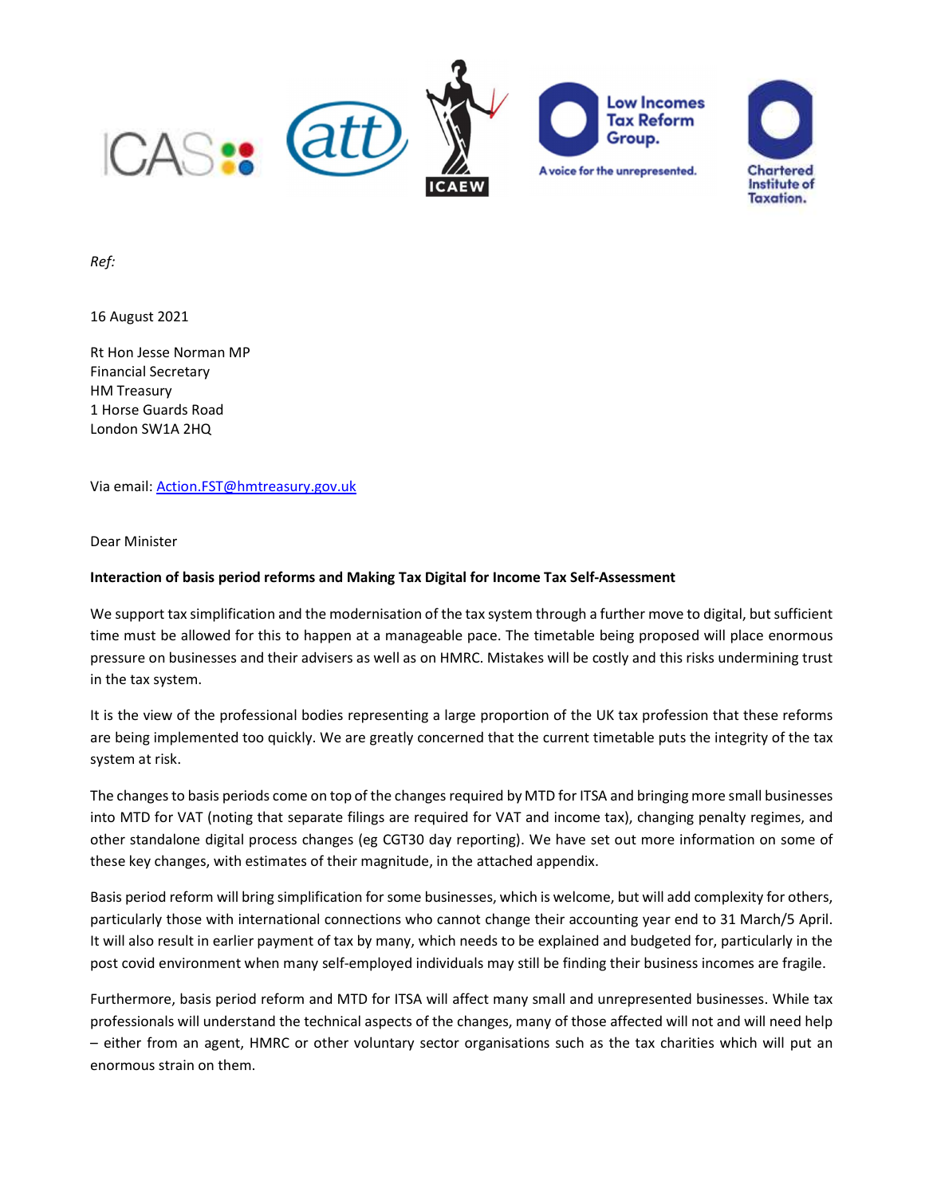*Ref:*

16 August 2021

Rt Hon Jesse Norman MP
Financial Secretary
HM Treasury
1 Horse Guards Road
London SW1A 2HQ

Via email: Action.FST@hmtreasury.gov.uk

Dear Minister

**Interaction of basis period reforms and Making Tax Digital for Income Tax Self-Assessment**

We support tax simplification and the modernisation of the tax system through a further move to digital, but sufficient time must be allowed for this to happen at a manageable pace. The timetable being proposed will place enormous pressure on businesses and their advisers as well as on HMRC. Mistakes will be costly and this risks undermining trust in the tax system.

It is the view of the professional bodies representing a large proportion of the UK tax profession that these reforms are being implemented too quickly. We are greatly concerned that the current timetable puts the integrity of the tax system at risk.

The changes to basis periods come on top of the changes required by MTD for ITSA and bringing more small businesses into MTD for VAT (noting that separate filings are required for VAT and income tax), changing penalty regimes, and other standalone digital process changes (eg CGT30 day reporting). We have set out more information on some of these key changes, with estimates of their magnitude, in the attached appendix.

Basis period reform will bring simplification for some businesses, which is welcome, but will add complexity for others, particularly those with international connections who cannot change their accounting year end to 31 March/5 April. It will also result in earlier payment of tax by many, which needs to be explained and budgeted for, particularly in the post covid environment when many self-employed individuals may still be finding their business incomes are fragile.

Furthermore, basis period reform and MTD for ITSA will affect many small and unrepresented businesses. While tax professionals will understand the technical aspects of the changes, many of those affected will not and will need help – either from an agent, HMRC or other voluntary sector organisations such as the tax charities which will put an enormous strain on them.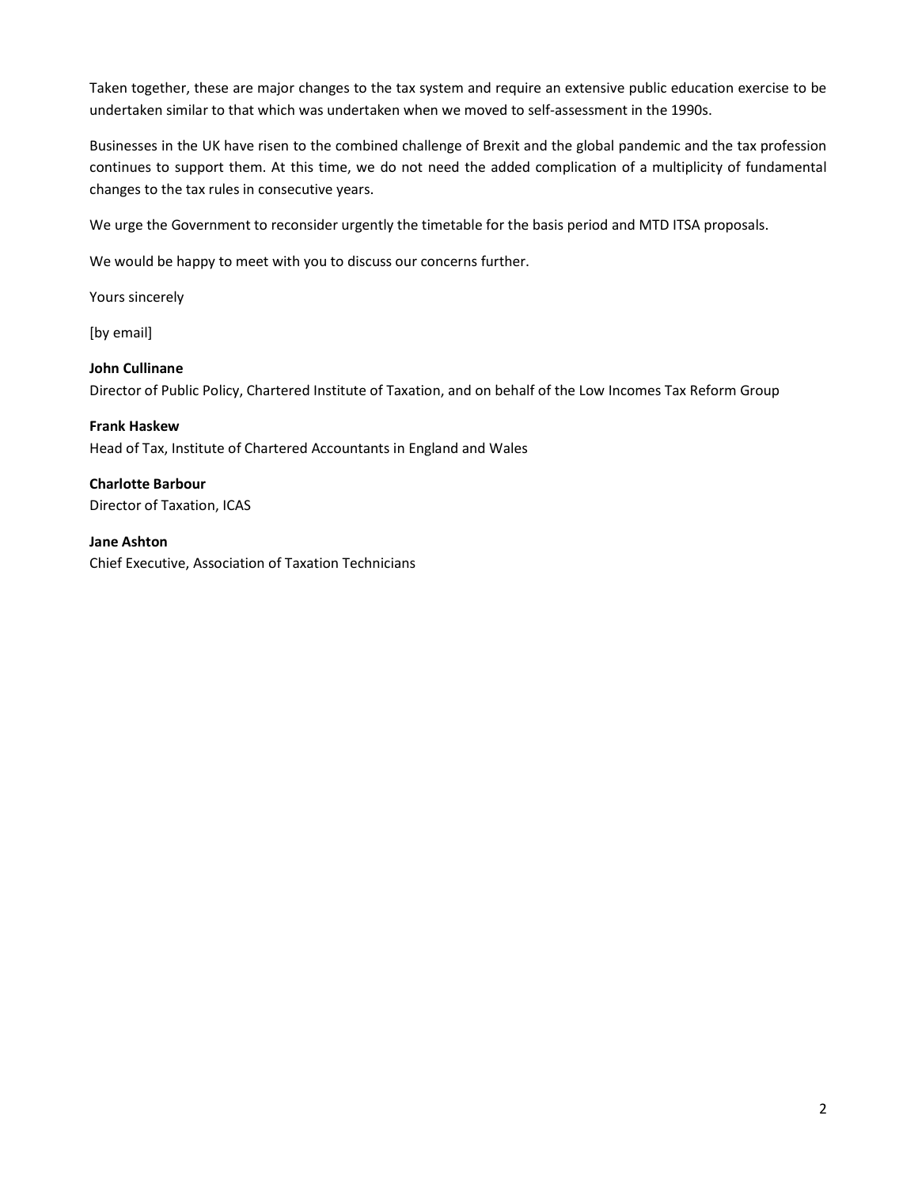Taken together, these are major changes to the tax system and require an extensive public education exercise to be undertaken similar to that which was undertaken when we moved to self-assessment in the 1990s.

Businesses in the UK have risen to the combined challenge of Brexit and the global pandemic and the tax profession continues to support them. At this time, we do not need the added complication of a multiplicity of fundamental changes to the tax rules in consecutive years.

We urge the Government to reconsider urgently the timetable for the basis period and MTD ITSA proposals.

We would be happy to meet with you to discuss our concerns further.

Yours sincerely

[by email]

**John Cullinane**
Director of Public Policy, Chartered Institute of Taxation, and on behalf of the Low Incomes Tax Reform Group

**Frank Haskew**
Head of Tax, Institute of Chartered Accountants in England and Wales

**Charlotte Barbour**
Director of Taxation, ICAS

**Jane Ashton**
Chief Executive, Association of Taxation Technicians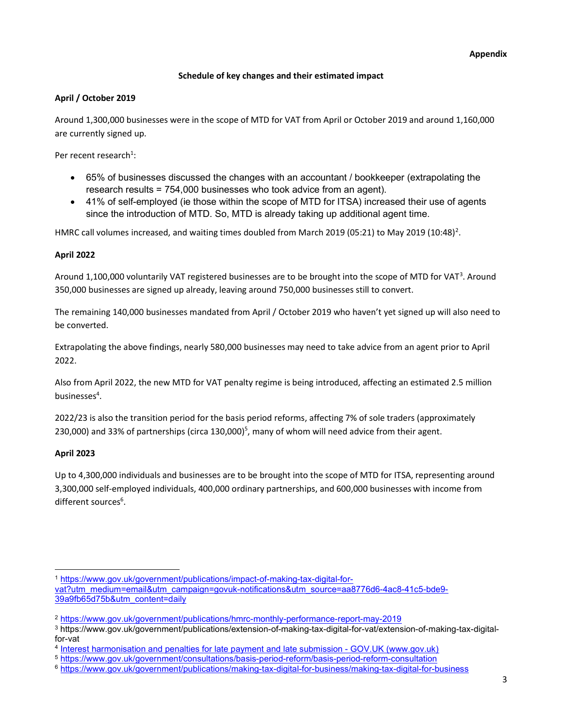**Appendix**

## Schedule of key changes and their estimated impact

### April / October 2019

Around 1,300,000 businesses were in the scope of MTD for VAT from April or October 2019 and around 1,160,000 are currently signed up.

Per recent research[1]:

- 65% of businesses discussed the changes with an accountant / bookkeeper (extrapolating the research results = 754,000 businesses who took advice from an agent).
- 41% of self-employed (ie those within the scope of MTD for ITSA) increased their use of agents since the introduction of MTD. So, MTD is already taking up additional agent time.

HMRC call volumes increased, and waiting times doubled from March 2019 (05:21) to May 2019 (10:48)[2].

### April 2022

Around 1,100,000 voluntarily VAT registered businesses are to be brought into the scope of MTD for VAT[3]. Around 350,000 businesses are signed up already, leaving around 750,000 businesses still to convert.

The remaining 140,000 businesses mandated from April / October 2019 who haven't yet signed up will also need to be converted.

Extrapolating the above findings, nearly 580,000 businesses may need to take advice from an agent prior to April 2022.

Also from April 2022, the new MTD for VAT penalty regime is being introduced, affecting an estimated 2.5 million businesses[4].

2022/23 is also the transition period for the basis period reforms, affecting 7% of sole traders (approximately 230,000) and 33% of partnerships (circa 130,000)[5], many of whom will need advice from their agent.

### April 2023

Up to 4,300,000 individuals and businesses are to be brought into the scope of MTD for ITSA, representing around 3,300,000 self-employed individuals, 400,000 ordinary partnerships, and 600,000 businesses with income from different sources[6].

---

[1] https://www.gov.uk/government/publications/impact-of-making-tax-digital-for-vat?utm_medium=email&utm_campaign=govuk-notifications&utm_source=aa8776d6-4ac8-41c5-bde9-39a9fb65d75b&utm_content=daily

[2] https://www.gov.uk/government/publications/hmrc-monthly-performance-report-may-2019

[3] https://www.gov.uk/government/publications/extension-of-making-tax-digital-for-vat/extension-of-making-tax-digital-for-vat

[4] Interest harmonisation and penalties for late payment and late submission - GOV.UK (www.gov.uk)

[5] https://www.gov.uk/government/consultations/basis-period-reform/basis-period-reform-consultation

[6] https://www.gov.uk/government/publications/making-tax-digital-for-business/making-tax-digital-for-business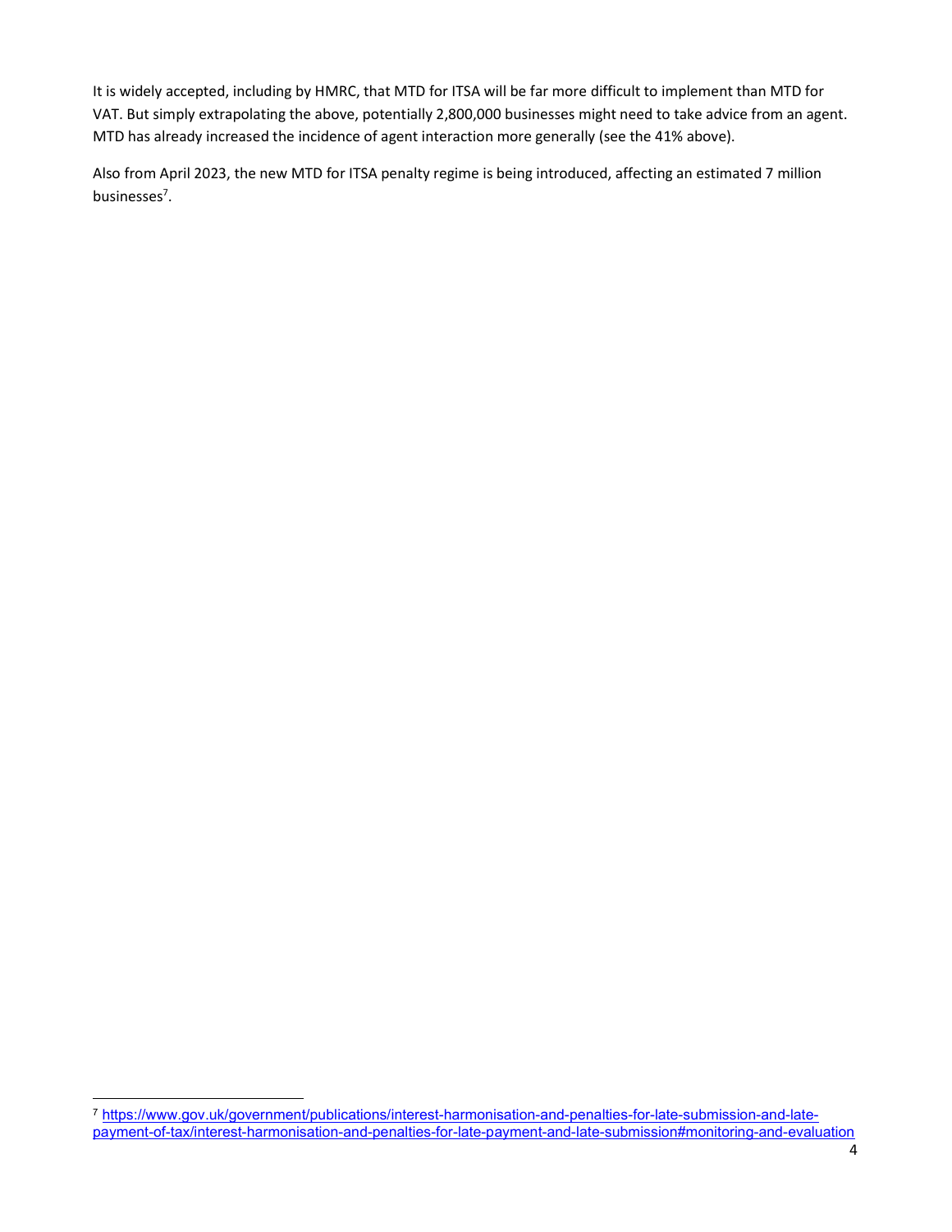It is widely accepted, including by HMRC, that MTD for ITSA will be far more difficult to implement than MTD for VAT. But simply extrapolating the above, potentially 2,800,000 businesses might need to take advice from an agent. MTD has already increased the incidence of agent interaction more generally (see the 41% above).

Also from April 2023, the new MTD for ITSA penalty regime is being introduced, affecting an estimated 7 million businesses[7].

---

[7] https://www.gov.uk/government/publications/interest-harmonisation-and-penalties-for-late-submission-and-late-payment-of-tax/interest-harmonisation-and-penalties-for-late-payment-and-late-submission#monitoring-and-evaluation